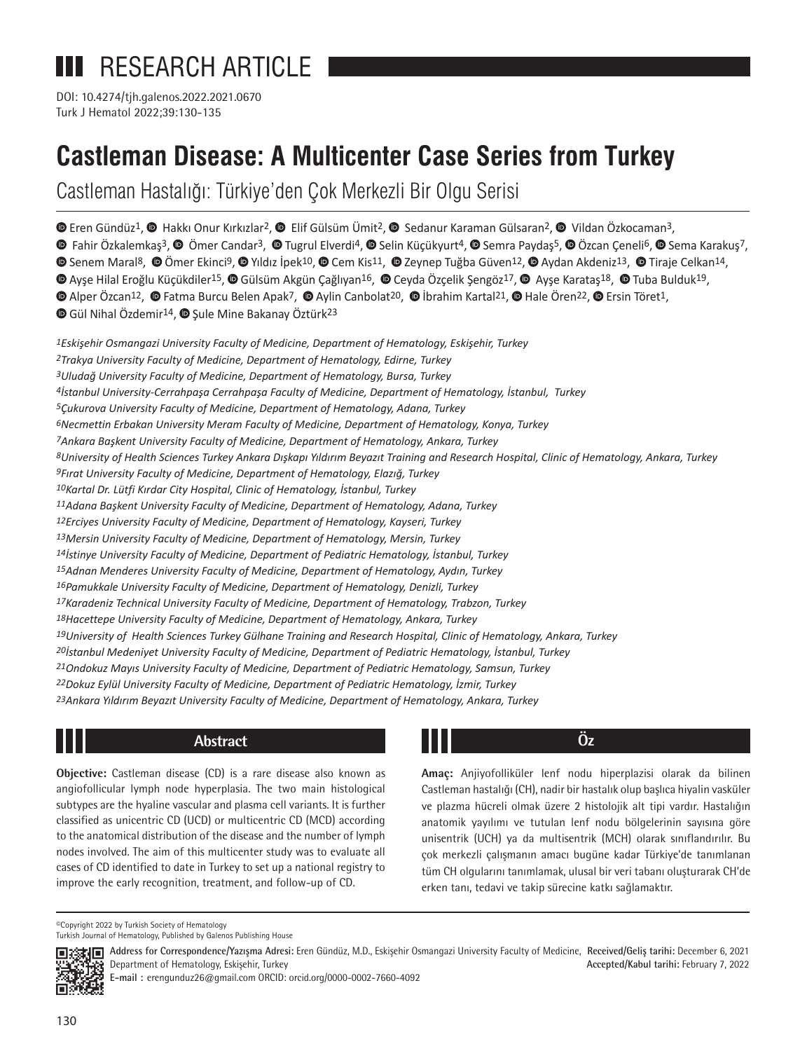RESEARCH ARTICLE

DOI: 10.4274/tjh.galenos.2022.2021.0670

# Castleman Disease: A Multicenter Case Series from Turkey

## Castleman Hastalığı: Türkiye'den Çok Merkezli Bir Olgu Serisi

Eren Gündüz[1], Hakkı Onur Kırkızlar[2], Elif Gülsüm Ümit[2], Sedanur Karaman Gülsaran[2], Vildan Özkocaman[3], Fahir Özkalemkaş[3], Ömer Candar[3], Tugrul Elverdi[4], Selin Küçükyurt[4], Semra Paydaş[5], Özcan Çeneli[6], Sema Karakuş[7], Senem Maral[8], Ömer Ekinci[9], Yıldız İpek[10], Cem Kis[11], Zeynep Tuğba Güven[12], Aydan Akdeniz[13], Tiraje Celkan[14], Ayşe Hilal Eroğlu Küçükdiler[15], Gülsüm Akgün Çağlıyan[16], Ceyda Özçelik Şengöz[17], Ayşe Karataş[18], Tuba Bulduk[19], Alper Özcan[12], Fatma Burcu Belen Apak[7], Aylin Canbolat[20], İbrahim Kartal[21], Hale Ören[22], Ersin Töret[1], Gül Nihal Özdemir[14], Şule Mine Bakanay Öztürk[23]

*[1]Eskişehir Osmangazi University Faculty of Medicine, Department of Hematology, Eskişehir, Turkey*
*[2]Trakya University Faculty of Medicine, Department of Hematology, Edirne, Turkey*
*[3]Uludağ University Faculty of Medicine, Department of Hematology, Bursa, Turkey*
*[4]İstanbul University-Cerrahpaşa Cerrahpaşa Faculty of Medicine, Department of Hematology, İstanbul, Turkey*
*[5]Çukurova University Faculty of Medicine, Department of Hematology, Adana, Turkey*
*[6]Necmettin Erbakan University Meram Faculty of Medicine, Department of Hematology, Konya, Turkey*
*[7]Ankara Başkent University Faculty of Medicine, Department of Hematology, Ankara, Turkey*
*[8]University of Health Sciences Turkey Ankara Dışkapı Yıldırım Beyazıt Training and Research Hospital, Clinic of Hematology, Ankara, Turkey*
*[9]Fırat University Faculty of Medicine, Department of Hematology, Elazığ, Turkey*
*[10]Kartal Dr. Lütfi Kırdar City Hospital, Clinic of Hematology, İstanbul, Turkey*
*[11]Adana Başkent University Faculty of Medicine, Department of Hematology, Adana, Turkey*
*[12]Erciyes University Faculty of Medicine, Department of Hematology, Kayseri, Turkey*
*[13]Mersin University Faculty of Medicine, Department of Hematology, Mersin, Turkey*
*[14]İstinye University Faculty of Medicine, Department of Pediatric Hematology, İstanbul, Turkey*
*[15]Adnan Menderes University Faculty of Medicine, Department of Hematology, Aydın, Turkey*
*[16]Pamukkale University Faculty of Medicine, Department of Hematology, Denizli, Turkey*
*[17]Karadeniz Technical University Faculty of Medicine, Department of Hematology, Trabzon, Turkey*
*[18]Hacettepe University Faculty of Medicine, Department of Hematology, Ankara, Turkey*
*[19]University of Health Sciences Turkey Gülhane Training and Research Hospital, Clinic of Hematology, Ankara, Turkey*
*[20]İstanbul Medeniyet University Faculty of Medicine, Department of Pediatric Hematology, İstanbul, Turkey*
*[21]Ondokuz Mayıs University Faculty of Medicine, Department of Pediatric Hematology, Samsun, Turkey*
*[22]Dokuz Eylül University Faculty of Medicine, Department of Pediatric Hematology, İzmir, Turkey*
*[23]Ankara Yıldırım Beyazıt University Faculty of Medicine, Department of Hematology, Ankara, Turkey*

## Abstract

**Objective:** Castleman disease (CD) is a rare disease also known as angiofollicular lymph node hyperplasia. The two main histological subtypes are the hyaline vascular and plasma cell variants. It is further classified as unicentric CD (UCD) or multicentric CD (MCD) according to the anatomical distribution of the disease and the number of lymph nodes involved. The aim of this multicenter study was to evaluate all cases of CD identified to date in Turkey to set up a national registry to improve the early recognition, treatment, and follow-up of CD.

## Öz

**Amaç:** Anjiyofolliküler lenf nodu hiperplazisi olarak da bilinen Castleman hastalığı (CH), nadir bir hastalık olup başlıca hiyalin vasküler ve plazma hücreli olmak üzere 2 histolojik alt tipi vardır. Hastalığın anatomik yayılımı ve tutulan lenf nodu bölgelerinin sayısına göre unisentrik (UCH) ya da multisentrik (MCH) olarak sınıflandırılır. Bu çok merkezli çalışmanın amacı bugüne kadar Türkiye'de tanımlanan tüm CH olgularını tanımlamak, ulusal bir veri tabanı oluşturarak CH'de erken tanı, tedavi ve takip sürecine katkı sağlamaktır.

©Copyright 2022 by Turkish Society of Hematology
Turkish Journal of Hematology, Published by Galenos Publishing House

**Address for Correspondence/Yazışma Adresi:** Eren Gündüz, M.D., Eskişehir Osmangazi University Faculty of Medicine, Department of Hematology, Eskişehir, Turkey
**E-mail :** erengunduz26@gmail.com ORCID: orcid.org/0000-0002-7660-4092

**Received/Geliş tarihi:** December 6, 2021
**Accepted/Kabul tarihi:** February 7, 2022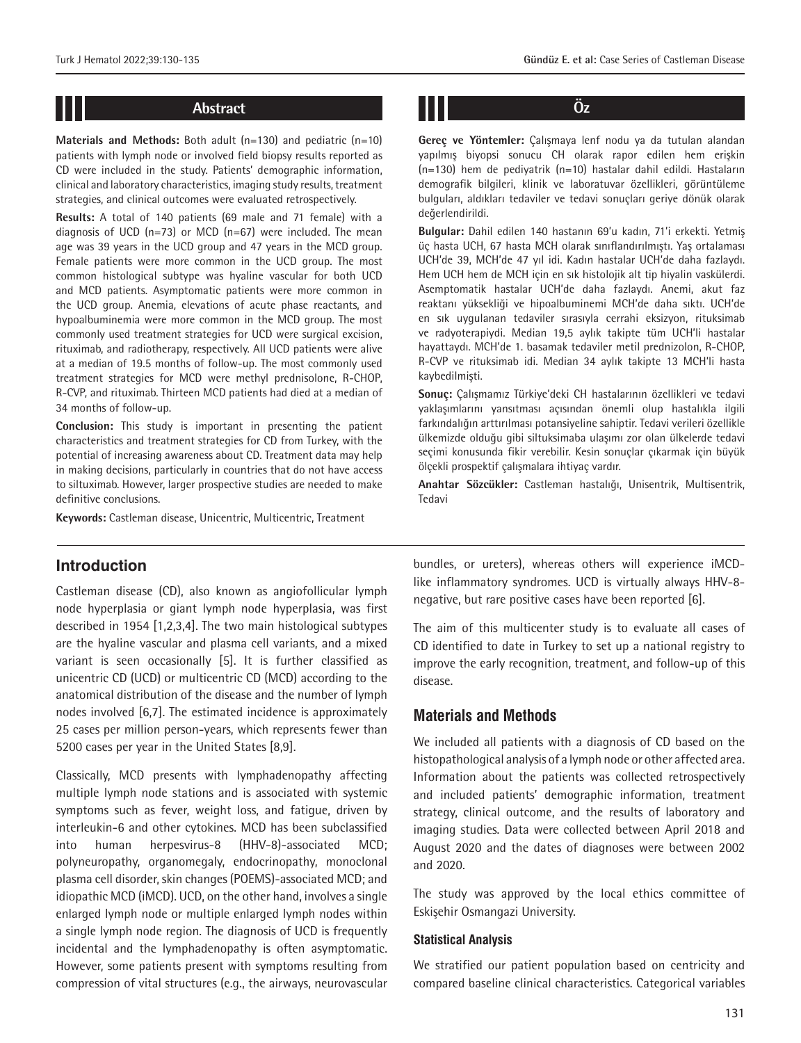## Abstract

**Materials and Methods:** Both adult (n=130) and pediatric (n=10) patients with lymph node or involved field biopsy results reported as CD were included in the study. Patients' demographic information, clinical and laboratory characteristics, imaging study results, treatment strategies, and clinical outcomes were evaluated retrospectively.

**Results:** A total of 140 patients (69 male and 71 female) with a diagnosis of UCD (n=73) or MCD (n=67) were included. The mean age was 39 years in the UCD group and 47 years in the MCD group. Female patients were more common in the UCD group. The most common histological subtype was hyaline vascular for both UCD and MCD patients. Asymptomatic patients were more common in the UCD group. Anemia, elevations of acute phase reactants, and hypoalbuminemia were more common in the MCD group. The most commonly used treatment strategies for UCD were surgical excision, rituximab, and radiotherapy, respectively. All UCD patients were alive at a median of 19.5 months of follow-up. The most commonly used treatment strategies for MCD were methyl prednisolone, R-CHOP, R-CVP, and rituximab. Thirteen MCD patients had died at a median of 34 months of follow-up.

**Conclusion:** This study is important in presenting the patient characteristics and treatment strategies for CD from Turkey, with the potential of increasing awareness about CD. Treatment data may help in making decisions, particularly in countries that do not have access to siltuximab. However, larger prospective studies are needed to make definitive conclusions.

**Keywords:** Castleman disease, Unicentric, Multicentric, Treatment

## Öz

**Gereç ve Yöntemler:** Çalışmaya lenf nodu ya da tutulan alandan yapılmış biyopsi sonucu CH olarak rapor edilen hem erişkin (n=130) hem de pediyatrik (n=10) hastalar dahil edildi. Hastaların demografik bilgileri, klinik ve laboratuvar özellikleri, görüntüleme bulguları, aldıkları tedaviler ve tedavi sonuçları geriye dönük olarak değerlendirildi.

**Bulgular:** Dahil edilen 140 hastanın 69'u kadın, 71'i erkekti. Yetmiş üç hasta UCH, 67 hasta MCH olarak sınıflandırılmıştı. Yaş ortalaması UCH'de 39, MCH'de 47 yıl idi. Kadın hastalar UCH'de daha fazlaydı. Hem UCH hem de MCH için en sık histolojik alt tip hiyalin vaskülerdi. Asemptomatik hastalar UCH'de daha fazlaydı. Anemi, akut faz reaktanı yüksekliği ve hipoalbuminemi MCH'de daha sıktı. UCH'de en sık uygulanan tedaviler sırasıyla cerrahi eksizyon, rituksimab ve radyoterapiydi. Median 19,5 aylık takipte tüm UCH'li hastalar hayattaydı. MCH'de 1. basamak tedaviler metil prednizolon, R-CHOP, R-CVP ve rituksimab idi. Median 34 aylık takipte 13 MCH'li hasta kaybedilmişti.

**Sonuç:** Çalışmamız Türkiye'deki CH hastalarının özellikleri ve tedavi yaklaşımlarını yansıtması açısından önemli olup hastalıkla ilgili farkındalığın arttırılması potansiyeline sahiptir. Tedavi verileri özellikle ülkemizde olduğu gibi siltuksimaba ulaşımı zor olan ülkelerde tedavi seçimi konusunda fikir verebilir. Kesin sonuçlar çıkarmak için büyük ölçekli prospektif çalışmalara ihtiyaç vardır.

**Anahtar Sözcükler:** Castleman hastalığı, Unisentrik, Multisentrik, Tedavi

## Introduction

Castleman disease (CD), also known as angiofollicular lymph node hyperplasia or giant lymph node hyperplasia, was first described in 1954 [1,2,3,4]. The two main histological subtypes are the hyaline vascular and plasma cell variants, and a mixed variant is seen occasionally [5]. It is further classified as unicentric CD (UCD) or multicentric CD (MCD) according to the anatomical distribution of the disease and the number of lymph nodes involved [6,7]. The estimated incidence is approximately 25 cases per million person-years, which represents fewer than 5200 cases per year in the United States [8,9].

Classically, MCD presents with lymphadenopathy affecting multiple lymph node stations and is associated with systemic symptoms such as fever, weight loss, and fatigue, driven by interleukin-6 and other cytokines. MCD has been subclassified into human herpesvirus-8 (HHV-8)-associated MCD; polyneuropathy, organomegaly, endocrinopathy, monoclonal plasma cell disorder, skin changes (POEMS)-associated MCD; and idiopathic MCD (iMCD). UCD, on the other hand, involves a single enlarged lymph node or multiple enlarged lymph nodes within a single lymph node region. The diagnosis of UCD is frequently incidental and the lymphadenopathy is often asymptomatic. However, some patients present with symptoms resulting from compression of vital structures (e.g., the airways, neurovascular bundles, or ureters), whereas others will experience iMCD-like inflammatory syndromes. UCD is virtually always HHV-8-negative, but rare positive cases have been reported [6].

The aim of this multicenter study is to evaluate all cases of CD identified to date in Turkey to set up a national registry to improve the early recognition, treatment, and follow-up of this disease.

## Materials and Methods

We included all patients with a diagnosis of CD based on the histopathological analysis of a lymph node or other affected area. Information about the patients was collected retrospectively and included patients' demographic information, treatment strategy, clinical outcome, and the results of laboratory and imaging studies. Data were collected between April 2018 and August 2020 and the dates of diagnoses were between 2002 and 2020.

The study was approved by the local ethics committee of Eskişehir Osmangazi University.

### Statistical Analysis

We stratified our patient population based on centricity and compared baseline clinical characteristics. Categorical variables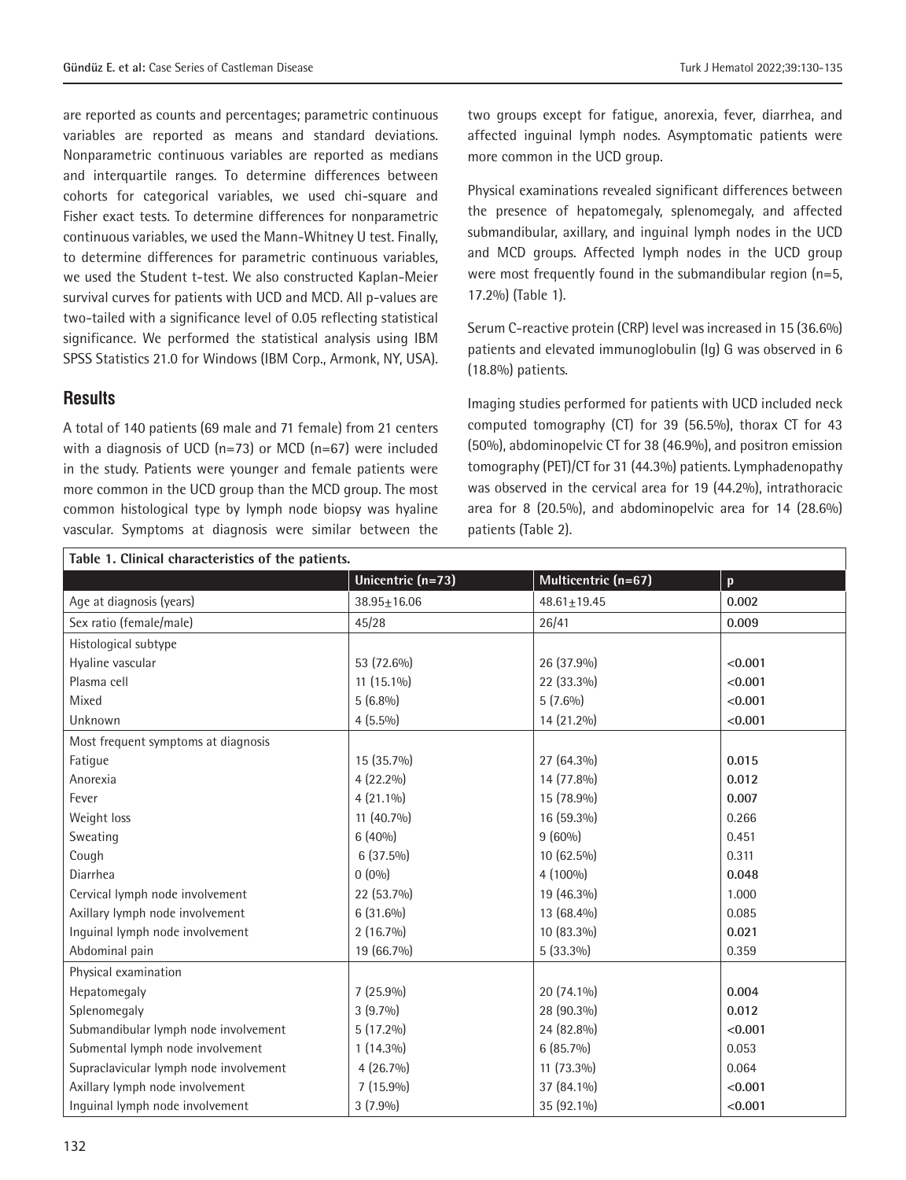are reported as counts and percentages; parametric continuous variables are reported as means and standard deviations. Nonparametric continuous variables are reported as medians and interquartile ranges. To determine differences between cohorts for categorical variables, we used chi-square and Fisher exact tests. To determine differences for nonparametric continuous variables, we used the Mann-Whitney U test. Finally, to determine differences for parametric continuous variables, we used the Student t-test. We also constructed Kaplan-Meier survival curves for patients with UCD and MCD. All p-values are two-tailed with a significance level of 0.05 reflecting statistical significance. We performed the statistical analysis using IBM SPSS Statistics 21.0 for Windows (IBM Corp., Armonk, NY, USA).

## Results

A total of 140 patients (69 male and 71 female) from 21 centers with a diagnosis of UCD (n=73) or MCD (n=67) were included in the study. Patients were younger and female patients were more common in the UCD group than the MCD group. The most common histological type by lymph node biopsy was hyaline vascular. Symptoms at diagnosis were similar between the two groups except for fatigue, anorexia, fever, diarrhea, and affected inguinal lymph nodes. Asymptomatic patients were more common in the UCD group.

Physical examinations revealed significant differences between the presence of hepatomegaly, splenomegaly, and affected submandibular, axillary, and inguinal lymph nodes in the UCD and MCD groups. Affected lymph nodes in the UCD group were most frequently found in the submandibular region (n=5, 17.2%) (Table 1).

Serum C-reactive protein (CRP) level was increased in 15 (36.6%) patients and elevated immunoglobulin (Ig) G was observed in 6 (18.8%) patients.

Imaging studies performed for patients with UCD included neck computed tomography (CT) for 39 (56.5%), thorax CT for 43 (50%), abdominopelvic CT for 38 (46.9%), and positron emission tomography (PET)/CT for 31 (44.3%) patients. Lymphadenopathy was observed in the cervical area for 19 (44.2%), intrathoracic area for 8 (20.5%), and abdominopelvic area for 14 (28.6%) patients (Table 2).

**Table 1. Clinical characteristics of the patients.**

| | Unicentric (n=73) | Multicentric (n=67) | p |
|---|---|---|---|
| Age at diagnosis (years) | 38.95±16.06 | 48.61±19.45 | **0.002** |
| Sex ratio (female/male) | 45/28 | 26/41 | **0.009** |
| Histological subtype | | | |
| Hyaline vascular | 53 (72.6%) | 26 (37.9%) | **<0.001** |
| Plasma cell | 11 (15.1%) | 22 (33.3%) | **<0.001** |
| Mixed | 5 (6.8%) | 5 (7.6%) | **<0.001** |
| Unknown | 4 (5.5%) | 14 (21.2%) | **<0.001** |
| Most frequent symptoms at diagnosis | | | |
| Fatigue | 15 (35.7%) | 27 (64.3%) | **0.015** |
| Anorexia | 4 (22.2%) | 14 (77.8%) | **0.012** |
| Fever | 4 (21.1%) | 15 (78.9%) | **0.007** |
| Weight loss | 11 (40.7%) | 16 (59.3%) | 0.266 |
| Sweating | 6 (40%) | 9 (60%) | 0.451 |
| Cough | 6 (37.5%) | 10 (62.5%) | 0.311 |
| Diarrhea | 0 (0%) | 4 (100%) | **0.048** |
| Cervical lymph node involvement | 22 (53.7%) | 19 (46.3%) | 1.000 |
| Axillary lymph node involvement | 6 (31.6%) | 13 (68.4%) | 0.085 |
| Inguinal lymph node involvement | 2 (16.7%) | 10 (83.3%) | **0.021** |
| Abdominal pain | 19 (66.7%) | 5 (33.3%) | 0.359 |
| Physical examination | | | |
| Hepatomegaly | 7 (25.9%) | 20 (74.1%) | **0.004** |
| Splenomegaly | 3 (9.7%) | 28 (90.3%) | **0.012** |
| Submandibular lymph node involvement | 5 (17.2%) | 24 (82.8%) | **<0.001** |
| Submental lymph node involvement | 1 (14.3%) | 6 (85.7%) | 0.053 |
| Supraclavicular lymph node involvement | 4 (26.7%) | 11 (73.3%) | 0.064 |
| Axillary lymph node involvement | 7 (15.9%) | 37 (84.1%) | **<0.001** |
| Inguinal lymph node involvement | 3 (7.9%) | 35 (92.1%) | **<0.001** |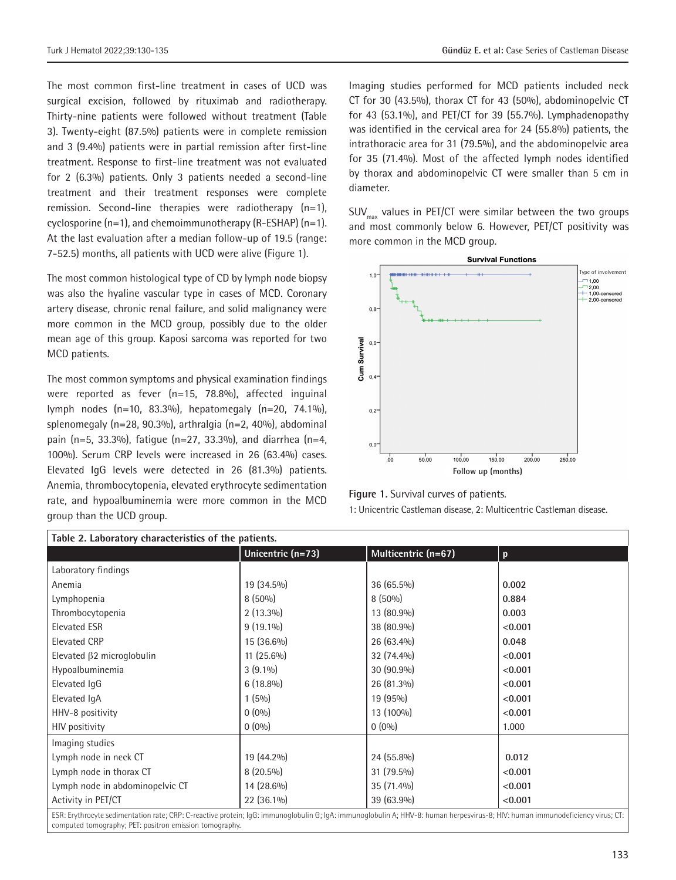The most common first-line treatment in cases of UCD was surgical excision, followed by rituximab and radiotherapy. Thirty-nine patients were followed without treatment (Table 3). Twenty-eight (87.5%) patients were in complete remission and 3 (9.4%) patients were in partial remission after first-line treatment. Response to first-line treatment was not evaluated for 2 (6.3%) patients. Only 3 patients needed a second-line treatment and their treatment responses were complete remission. Second-line therapies were radiotherapy (n=1), cyclosporine (n=1), and chemoimmunotherapy (R-ESHAP) (n=1). At the last evaluation after a median follow-up of 19.5 (range: 7-52.5) months, all patients with UCD were alive (Figure 1).

The most common histological type of CD by lymph node biopsy was also the hyaline vascular type in cases of MCD. Coronary artery disease, chronic renal failure, and solid malignancy were more common in the MCD group, possibly due to the older mean age of this group. Kaposi sarcoma was reported for two MCD patients.

The most common symptoms and physical examination findings were reported as fever (n=15, 78.8%), affected inguinal lymph nodes (n=10, 83.3%), hepatomegaly (n=20, 74.1%), splenomegaly (n=28, 90.3%), arthralgia (n=2, 40%), abdominal pain (n=5, 33.3%), fatigue (n=27, 33.3%), and diarrhea (n=4, 100%). Serum CRP levels were increased in 26 (63.4%) cases. Elevated IgG levels were detected in 26 (81.3%) patients. Anemia, thrombocytopenia, elevated erythrocyte sedimentation rate, and hypoalbuminemia were more common in the MCD group than the UCD group.

Imaging studies performed for MCD patients included neck CT for 30 (43.5%), thorax CT for 43 (50%), abdominopelvic CT for 43 (53.1%), and PET/CT for 39 (55.7%). Lymphadenopathy was identified in the cervical area for 24 (55.8%) patients, the intrathoracic area for 31 (79.5%), and the abdominopelvic area for 35 (71.4%). Most of the affected lymph nodes identified by thorax and abdominopelvic CT were smaller than 5 cm in diameter.

$SUV_{max}$ values in PET/CT were similar between the two groups and most commonly below 6. However, PET/CT positivity was more common in the MCD group.

**Figure 1.** Survival curves of patients.

1: Unicentric Castleman disease, 2: Multicentric Castleman disease.

**Table 2.** Laboratory characteristics of the patients.

| | Unicentric (n=73) | Multicentric (n=67) | p |
|---|---|---|---|
| Laboratory findings | | | |
| Anemia | 19 (34.5%) | 36 (65.5%) | 0.002 |
| Lymphopenia | 8 (50%) | 8 (50%) | 0.884 |
| Thrombocytopenia | 2 (13.3%) | 13 (80.9%) | 0.003 |
| Elevated ESR | 9 (19.1%) | 38 (80.9%) | <0.001 |
| Elevated CRP | 15 (36.6%) | 26 (63.4%) | 0.048 |
| Elevated β2 microglobulin | 11 (25.6%) | 32 (74.4%) | <0.001 |
| Hypoalbuminemia | 3 (9.1%) | 30 (90.9%) | <0.001 |
| Elevated IgG | 6 (18.8%) | 26 (81.3%) | <0.001 |
| Elevated IgA | 1 (5%) | 19 (95%) | <0.001 |
| HHV-8 positivity | 0 (0%) | 13 (100%) | <0.001 |
| HIV positivity | 0 (0%) | 0 (0%) | 1.000 |
| Imaging studies | | | |
| Lymph node in neck CT | 19 (44.2%) | 24 (55.8%) | 0.012 |
| Lymph node in thorax CT | 8 (20.5%) | 31 (79.5%) | <0.001 |
| Lymph node in abdominopelvic CT | 14 (28.6%) | 35 (71.4%) | <0.001 |
| Activity in PET/CT | 22 (36.1%) | 39 (63.9%) | <0.001 |

ESR: Erythrocyte sedimentation rate; CRP: C-reactive protein; IgG: immunoglobulin G; IgA: immunoglobulin A; HHV-8: human herpesvirus-8; HIV: human immunodeficiency virus; CT: computed tomography; PET: positron emission tomography.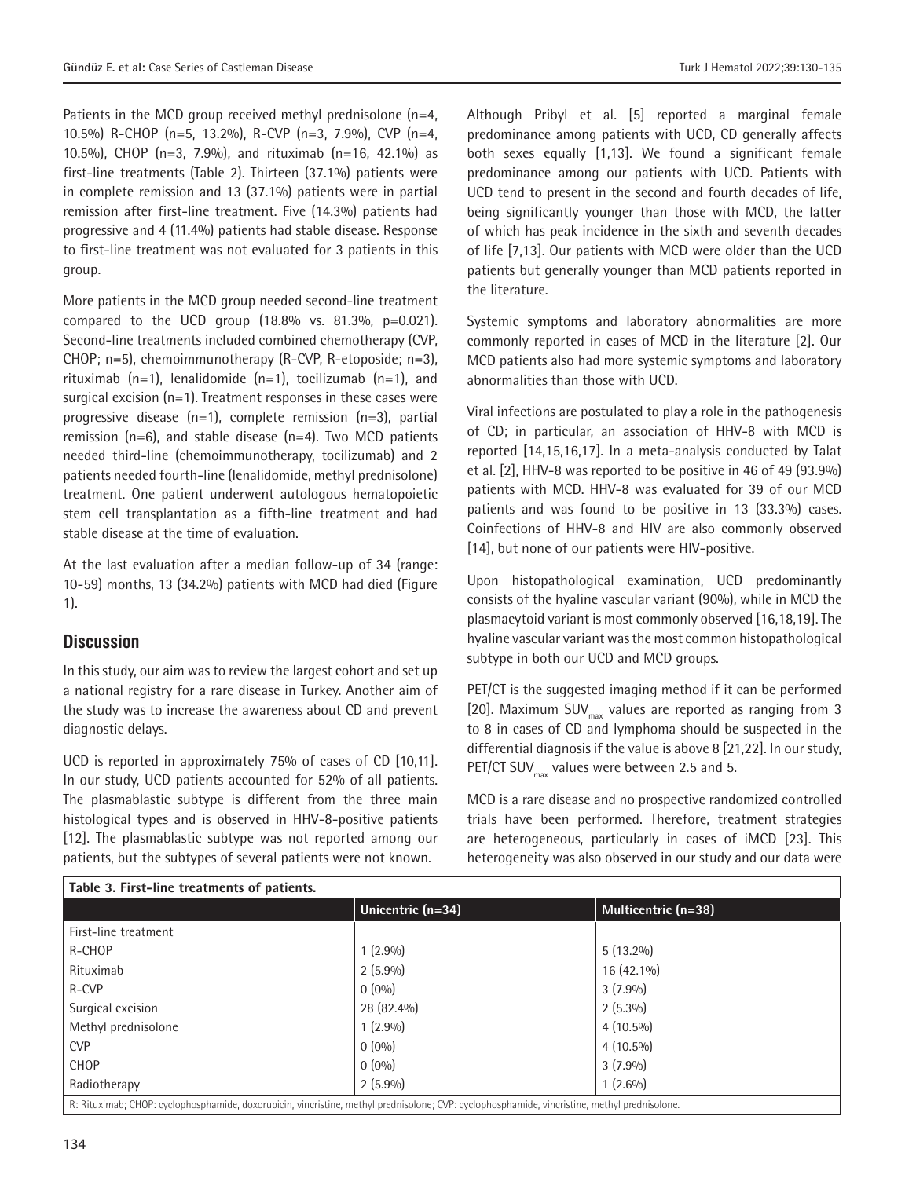Patients in the MCD group received methyl prednisolone (n=4, 10.5%) R-CHOP (n=5, 13.2%), R-CVP (n=3, 7.9%), CVP (n=4, 10.5%), CHOP (n=3, 7.9%), and rituximab (n=16, 42.1%) as first-line treatments (Table 2). Thirteen (37.1%) patients were in complete remission and 13 (37.1%) patients were in partial remission after first-line treatment. Five (14.3%) patients had progressive and 4 (11.4%) patients had stable disease. Response to first-line treatment was not evaluated for 3 patients in this group.

More patients in the MCD group needed second-line treatment compared to the UCD group (18.8% vs. 81.3%, p=0.021). Second-line treatments included combined chemotherapy (CVP, CHOP; n=5), chemoimmunotherapy (R-CVP, R-etoposide; n=3), rituximab (n=1), lenalidomide (n=1), tocilizumab (n=1), and surgical excision (n=1). Treatment responses in these cases were progressive disease (n=1), complete remission (n=3), partial remission (n=6), and stable disease (n=4). Two MCD patients needed third-line (chemoimmunotherapy, tocilizumab) and 2 patients needed fourth-line (lenalidomide, methyl prednisolone) treatment. One patient underwent autologous hematopoietic stem cell transplantation as a fifth-line treatment and had stable disease at the time of evaluation.

At the last evaluation after a median follow-up of 34 (range: 10-59) months, 13 (34.2%) patients with MCD had died (Figure 1).

## Discussion

In this study, our aim was to review the largest cohort and set up a national registry for a rare disease in Turkey. Another aim of the study was to increase the awareness about CD and prevent diagnostic delays.

UCD is reported in approximately 75% of cases of CD [10,11]. In our study, UCD patients accounted for 52% of all patients. The plasmablastic subtype is different from the three main histological types and is observed in HHV-8-positive patients [12]. The plasmablastic subtype was not reported among our patients, but the subtypes of several patients were not known.

Although Pribyl et al. [5] reported a marginal female predominance among patients with UCD, CD generally affects both sexes equally [1,13]. We found a significant female predominance among our patients with UCD. Patients with UCD tend to present in the second and fourth decades of life, being significantly younger than those with MCD, the latter of which has peak incidence in the sixth and seventh decades of life [7,13]. Our patients with MCD were older than the UCD patients but generally younger than MCD patients reported in the literature.

Systemic symptoms and laboratory abnormalities are more commonly reported in cases of MCD in the literature [2]. Our MCD patients also had more systemic symptoms and laboratory abnormalities than those with UCD.

Viral infections are postulated to play a role in the pathogenesis of CD; in particular, an association of HHV-8 with MCD is reported [14,15,16,17]. In a meta-analysis conducted by Talat et al. [2], HHV-8 was reported to be positive in 46 of 49 (93.9%) patients with MCD. HHV-8 was evaluated for 39 of our MCD patients and was found to be positive in 13 (33.3%) cases. Coinfections of HHV-8 and HIV are also commonly observed [14], but none of our patients were HIV-positive.

Upon histopathological examination, UCD predominantly consists of the hyaline vascular variant (90%), while in MCD the plasmacytoid variant is most commonly observed [16,18,19]. The hyaline vascular variant was the most common histopathological subtype in both our UCD and MCD groups.

PET/CT is the suggested imaging method if it can be performed [20]. Maximum $SUV_{max}$ values are reported as ranging from 3 to 8 in cases of CD and lymphoma should be suspected in the differential diagnosis if the value is above 8 [21,22]. In our study, PET/CT $SUV_{max}$ values were between 2.5 and 5.

MCD is a rare disease and no prospective randomized controlled trials have been performed. Therefore, treatment strategies are heterogeneous, particularly in cases of iMCD [23]. This heterogeneity was also observed in our study and our data were

**Table 3. First-line treatments of patients.**

| | Unicentric (n=34) | Multicentric (n=38) |
|---|---|---|
| First-line treatment | | |
| R-CHOP | 1 (2.9%) | 5 (13.2%) |
| Rituximab | 2 (5.9%) | 16 (42.1%) |
| R-CVP | 0 (0%) | 3 (7.9%) |
| Surgical excision | 28 (82.4%) | 2 (5.3%) |
| Methyl prednisolone | 1 (2.9%) | 4 (10.5%) |
| CVP | 0 (0%) | 4 (10.5%) |
| CHOP | 0 (0%) | 3 (7.9%) |
| Radiotherapy | 2 (5.9%) | 1 (2.6%) |

R: Rituximab; CHOP: cyclophosphamide, doxorubicin, vincristine, methyl prednisolone; CVP: cyclophosphamide, vincristine, methyl prednisolone.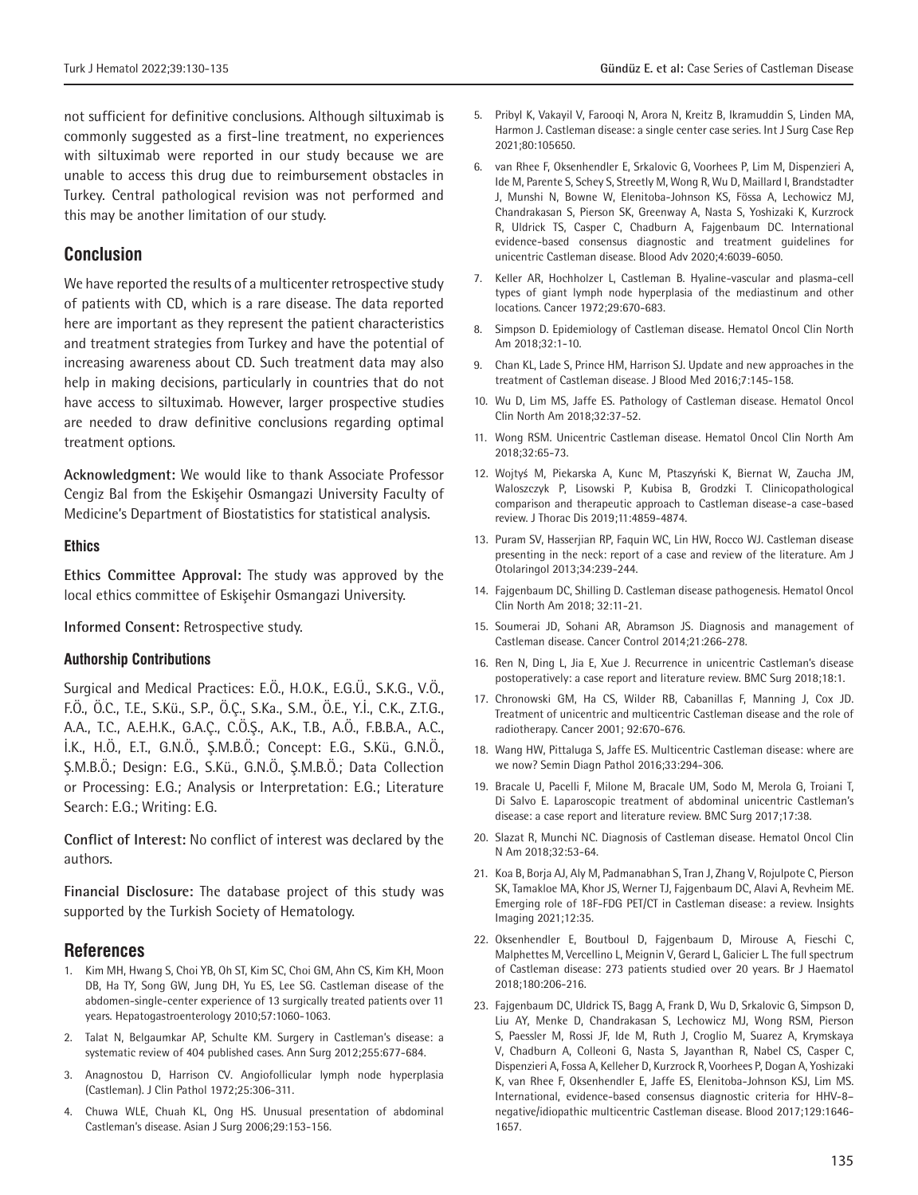not sufficient for definitive conclusions. Although siltuximab is commonly suggested as a first-line treatment, no experiences with siltuximab were reported in our study because we are unable to access this drug due to reimbursement obstacles in Turkey. Central pathological revision was not performed and this may be another limitation of our study.

## Conclusion

We have reported the results of a multicenter retrospective study of patients with CD, which is a rare disease. The data reported here are important as they represent the patient characteristics and treatment strategies from Turkey and have the potential of increasing awareness about CD. Such treatment data may also help in making decisions, particularly in countries that do not have access to siltuximab. However, larger prospective studies are needed to draw definitive conclusions regarding optimal treatment options.

**Acknowledgment:** We would like to thank Associate Professor Cengiz Bal from the Eskişehir Osmangazi University Faculty of Medicine's Department of Biostatistics for statistical analysis.

### Ethics

**Ethics Committee Approval:** The study was approved by the local ethics committee of Eskişehir Osmangazi University.

**Informed Consent:** Retrospective study.

### Authorship Contributions

Surgical and Medical Practices: E.Ö., H.O.K., E.G.Ü., S.K.G., V.Ö., F.Ö., Ö.C., T.E., S.Kü., S.P., Ö.Ç., S.Ka., S.M., Ö.E., Y.İ., C.K., Z.T.G., A.A., T.C., A.E.H.K., G.A.Ç., C.Ö.Ş., A.K., T.B., A.Ö., F.B.B.A., A.C., İ.K., H.Ö., E.T., G.N.Ö., Ş.M.B.Ö.; Concept: E.G., S.Kü., G.N.Ö., Ş.M.B.Ö.; Design: E.G., S.Kü., G.N.Ö., Ş.M.B.Ö.; Data Collection or Processing: E.G.; Analysis or Interpretation: E.G.; Literature Search: E.G.; Writing: E.G.

**Conflict of Interest:** No conflict of interest was declared by the authors.

**Financial Disclosure:** The database project of this study was supported by the Turkish Society of Hematology.

## References

1. Kim MH, Hwang S, Choi YB, Oh ST, Kim SC, Choi GM, Ahn CS, Kim KH, Moon DB, Ha TY, Song GW, Jung DH, Yu ES, Lee SG. Castleman disease of the abdomen-single-center experience of 13 surgically treated patients over 11 years. Hepatogastroenterology 2010;57:1060-1063.
2. Talat N, Belgaumkar AP, Schulte KM. Surgery in Castleman's disease: a systematic review of 404 published cases. Ann Surg 2012;255:677-684.
3. Anagnostou D, Harrison CV. Angiofollicular lymph node hyperplasia (Castleman). J Clin Pathol 1972;25:306-311.
4. Chuwa WLE, Chuah KL, Ong HS. Unusual presentation of abdominal Castleman's disease. Asian J Surg 2006;29:153-156.
5. Pribyl K, Vakayil V, Farooqi N, Arora N, Kreitz B, Ikramuddin S, Linden MA, Harmon J. Castleman disease: a single center case series. Int J Surg Case Rep 2021;80:105650.
6. van Rhee F, Oksenhendler E, Srkalovic G, Voorhees P, Lim M, Dispenzieri A, Ide M, Parente S, Schey S, Streetly M, Wong R, Wu D, Maillard I, Brandstadter J, Munshi N, Bowne W, Elenitoba-Johnson KS, Fössa A, Lechowicz MJ, Chandrakasan S, Pierson SK, Greenway A, Nasta S, Yoshizaki K, Kurzrock R, Uldrick TS, Casper C, Chadburn A, Fajgenbaum DC. International evidence-based consensus diagnostic and treatment guidelines for unicentric Castleman disease. Blood Adv 2020;4:6039-6050.
7. Keller AR, Hochholzer L, Castleman B. Hyaline-vascular and plasma-cell types of giant lymph node hyperplasia of the mediastinum and other locations. Cancer 1972;29:670-683.
8. Simpson D. Epidemiology of Castleman disease. Hematol Oncol Clin North Am 2018;32:1-10.
9. Chan KL, Lade S, Prince HM, Harrison SJ. Update and new approaches in the treatment of Castleman disease. J Blood Med 2016;7:145-158.
10. Wu D, Lim MS, Jaffe ES. Pathology of Castleman disease. Hematol Oncol Clin North Am 2018;32:37-52.
11. Wong RSM. Unicentric Castleman disease. Hematol Oncol Clin North Am 2018;32:65-73.
12. Wojtyś M, Piekarska A, Kunc M, Ptaszyński K, Biernat W, Zaucha JM, Waloszczyk P, Lisowski P, Kubisa B, Grodzki T. Clinicopathological comparison and therapeutic approach to Castleman disease-a case-based review. J Thorac Dis 2019;11:4859-4874.
13. Puram SV, Hasserjian RP, Faquin WC, Lin HW, Rocco WJ. Castleman disease presenting in the neck: report of a case and review of the literature. Am J Otolaryngol 2013;34:239-244.
14. Fajgenbaum DC, Shilling D. Castleman disease pathogenesis. Hematol Oncol Clin North Am 2018; 32:11-21.
15. Soumerai JD, Sohani AR, Abramson JS. Diagnosis and management of Castleman disease. Cancer Control 2014;21:266-278.
16. Ren N, Ding L, Jia E, Xue J. Recurrence in unicentric Castleman's disease postoperatively: a case report and literature review. BMC Surg 2018;18:1.
17. Chronowski GM, Ha CS, Wilder RB, Cabanillas F, Manning J, Cox JD. Treatment of unicentric and multicentric Castleman disease and the role of radiotherapy. Cancer 2001; 92:670-676.
18. Wang HW, Pittaluga S, Jaffe ES. Multicentric Castleman disease: where are we now? Semin Diagn Pathol 2016;33:294-306.
19. Bracale U, Pacelli F, Milone M, Bracale UM, Sodo M, Merola G, Troiani T, Di Salvo E. Laparoscopic treatment of abdominal unicentric Castleman's disease: a case report and literature review. BMC Surg 2017;17:38.
20. Slazat R, Munchi NC. Diagnosis of Castleman disease. Hematol Oncol Clin N Am 2018;32:53-64.
21. Koa B, Borja AJ, Aly M, Padmanabhan S, Tran J, Zhang V, Rojulpote C, Pierson SK, Tamakloe MA, Khor JS, Werner TJ, Fajgenbaum DC, Alavi A, Revheim ME. Emerging role of 18F-FDG PET/CT in Castleman disease: a review. Insights Imaging 2021;12:35.
22. Oksenhendler E, Boutboul D, Fajgenbaum D, Mirouse A, Fieschi C, Malphettes M, Vercellino L, Meignin V, Gerard L, Galicier L. The full spectrum of Castleman disease: 273 patients studied over 20 years. Br J Haematol 2018;180:206-216.
23. Fajgenbaum DC, Uldrick TS, Bagg A, Frank D, Wu D, Srkalovic G, Simpson D, Liu AY, Menke D, Chandrakasan S, Lechowicz MJ, Wong RSM, Pierson S, Paessler M, Rossi JF, Ide M, Ruth J, Croglio M, Suarez A, Krymskaya V, Chadburn A, Colleoni G, Nasta S, Jayanthan R, Nabel CS, Casper C, Dispenzieri A, Fossa A, Kelleher D, Kurzrock R, Voorhees P, Dogan A, Yoshizaki K, van Rhee F, Oksenhendler E, Jaffe ES, Elenitoba-Johnson KSJ, Lim MS. International, evidence-based consensus diagnostic criteria for HHV-8–negative/idiopathic multicentric Castleman disease. Blood 2017;129:1646-1657.